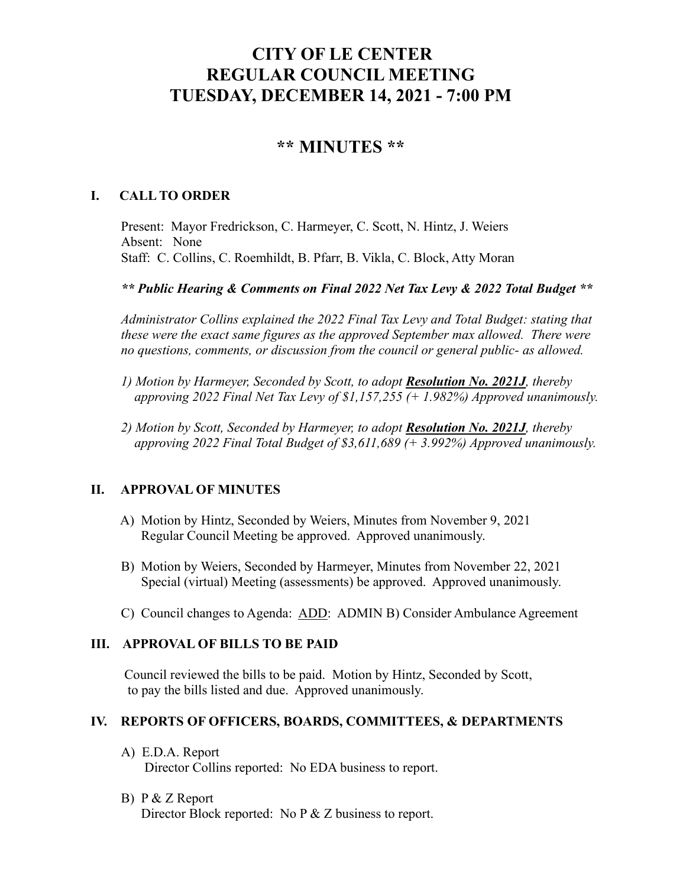# CITY OF LE CENTER
# REGULAR COUNCIL MEETING
# TUESDAY, DECEMBER 14, 2021 - 7:00 PM

## ** MINUTES **

### I. CALL TO ORDER

Present: Mayor Fredrickson, C. Harmeyer, C. Scott, N. Hintz, J. Weiers
Absent: None
Staff: C. Collins, C. Roemhildt, B. Pfarr, B. Vikla, C. Block, Atty Moran

***** Public Hearing & Comments on Final 2022 Net Tax Levy & 2022 Total Budget *****

*Administrator Collins explained the 2022 Final Tax Levy and Total Budget: stating that these were the exact same figures as the approved September max allowed. There were no questions, comments, or discussion from the council or general public- as allowed.*

*1) Motion by Harmeyer, Seconded by Scott, to adopt **Resolution No. 2021J**, thereby approving 2022 Final Net Tax Levy of $1,157,255 (+ 1.982%) Approved unanimously.*

*2) Motion by Scott, Seconded by Harmeyer, to adopt **Resolution No. 2021J**, thereby approving 2022 Final Total Budget of $3,611,689 (+ 3.992%) Approved unanimously.*

### II. APPROVAL OF MINUTES

A) Motion by Hintz, Seconded by Weiers, Minutes from November 9, 2021 Regular Council Meeting be approved. Approved unanimously.

B) Motion by Weiers, Seconded by Harmeyer, Minutes from November 22, 2021 Special (virtual) Meeting (assessments) be approved. Approved unanimously.

C) Council changes to Agenda: ADD: ADMIN B) Consider Ambulance Agreement

### III. APPROVAL OF BILLS TO BE PAID

Council reviewed the bills to be paid. Motion by Hintz, Seconded by Scott, to pay the bills listed and due. Approved unanimously.

### IV. REPORTS OF OFFICERS, BOARDS, COMMITTEES, & DEPARTMENTS

A) E.D.A. Report
Director Collins reported: No EDA business to report.

B) P & Z Report
Director Block reported: No P & Z business to report.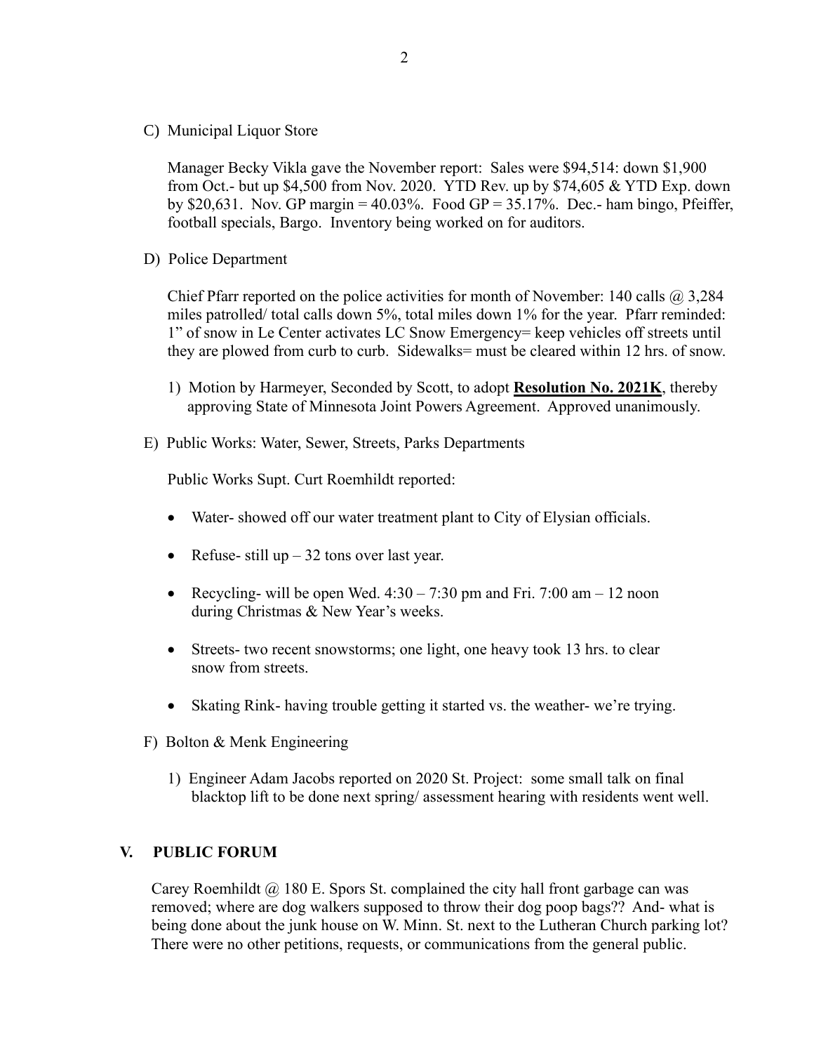C) Municipal Liquor Store

Manager Becky Vikla gave the November report: Sales were $94,514: down $1,900 from Oct.- but up $4,500 from Nov. 2020. YTD Rev. up by $74,605 & YTD Exp. down by $20,631. Nov. GP margin = 40.03%. Food GP = 35.17%. Dec.- ham bingo, Pfeiffer, football specials, Bargo. Inventory being worked on for auditors.

D) Police Department

Chief Pfarr reported on the police activities for month of November: 140 calls @ 3,284 miles patrolled/ total calls down 5%, total miles down 1% for the year. Pfarr reminded: 1" of snow in Le Center activates LC Snow Emergency= keep vehicles off streets until they are plowed from curb to curb. Sidewalks= must be cleared within 12 hrs. of snow.

1) Motion by Harmeyer, Seconded by Scott, to adopt **Resolution No. 2021K**, thereby approving State of Minnesota Joint Powers Agreement. Approved unanimously.

E) Public Works: Water, Sewer, Streets, Parks Departments

Public Works Supt. Curt Roemhildt reported:

- Water- showed off our water treatment plant to City of Elysian officials.
- Refuse- still up – 32 tons over last year.
- Recycling- will be open Wed. 4:30 – 7:30 pm and Fri. 7:00 am – 12 noon during Christmas & New Year's weeks.
- Streets- two recent snowstorms; one light, one heavy took 13 hrs. to clear snow from streets.
- Skating Rink- having trouble getting it started vs. the weather- we're trying.

F) Bolton & Menk Engineering

1) Engineer Adam Jacobs reported on 2020 St. Project: some small talk on final blacktop lift to be done next spring/ assessment hearing with residents went well.

## V. PUBLIC FORUM

Carey Roemhildt @ 180 E. Spors St. complained the city hall front garbage can was removed; where are dog walkers supposed to throw their dog poop bags?? And- what is being done about the junk house on W. Minn. St. next to the Lutheran Church parking lot? There were no other petitions, requests, or communications from the general public.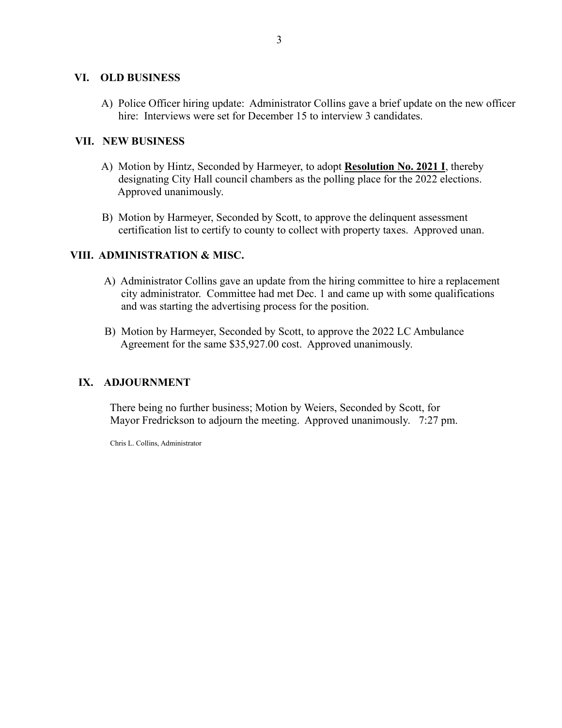## VI. OLD BUSINESS

A) Police Officer hiring update: Administrator Collins gave a brief update on the new officer hire: Interviews were set for December 15 to interview 3 candidates.

## VII. NEW BUSINESS

A) Motion by Hintz, Seconded by Harmeyer, to adopt **Resolution No. 2021 I**, thereby designating City Hall council chambers as the polling place for the 2022 elections. Approved unanimously.

B) Motion by Harmeyer, Seconded by Scott, to approve the delinquent assessment certification list to certify to county to collect with property taxes. Approved unan.

## VIII. ADMINISTRATION & MISC.

A) Administrator Collins gave an update from the hiring committee to hire a replacement city administrator. Committee had met Dec. 1 and came up with some qualifications and was starting the advertising process for the position.

B) Motion by Harmeyer, Seconded by Scott, to approve the 2022 LC Ambulance Agreement for the same $35,927.00 cost. Approved unanimously.

## IX. ADJOURNMENT

There being no further business; Motion by Weiers, Seconded by Scott, for Mayor Fredrickson to adjourn the meeting. Approved unanimously. 7:27 pm.

Chris L. Collins, Administrator